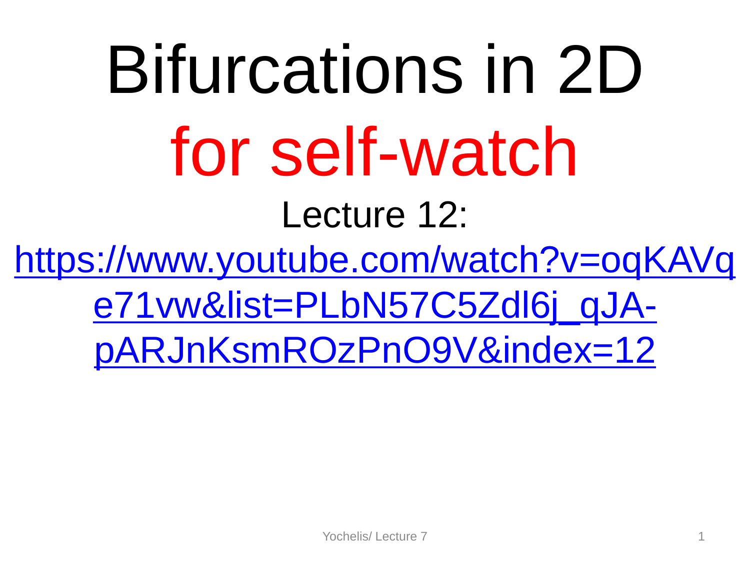# Bifurcations in 2D

# for self-watch

Lecture 12:

https://www.youtube.com/watch?v=oqKAVqe71vw&list=PLbN57C5Zdl6j_qJA-pARJnKsmROzPnO9V&index=12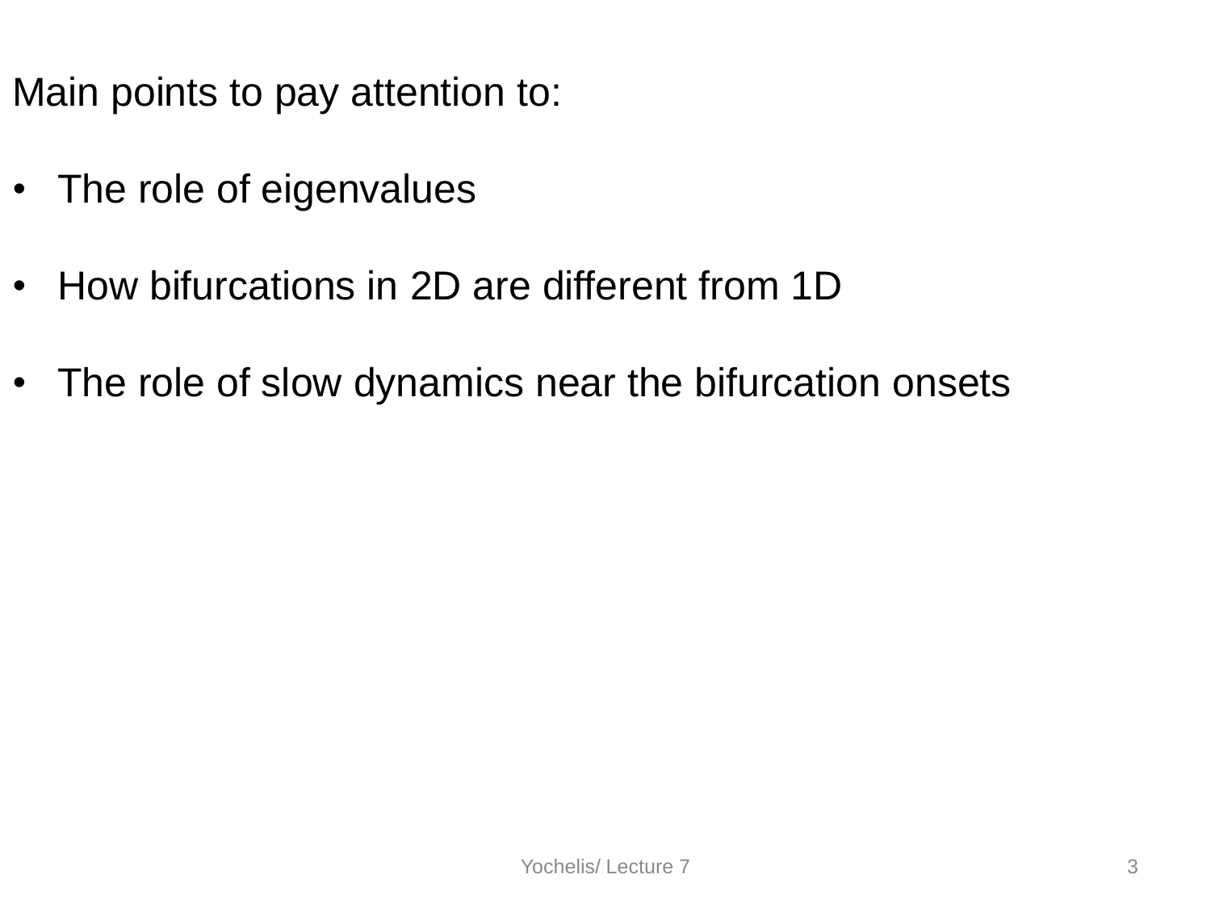Main points to pay attention to:

- The role of eigenvalues
- How bifurcations in 2D are different from 1D
- The role of slow dynamics near the bifurcation onsets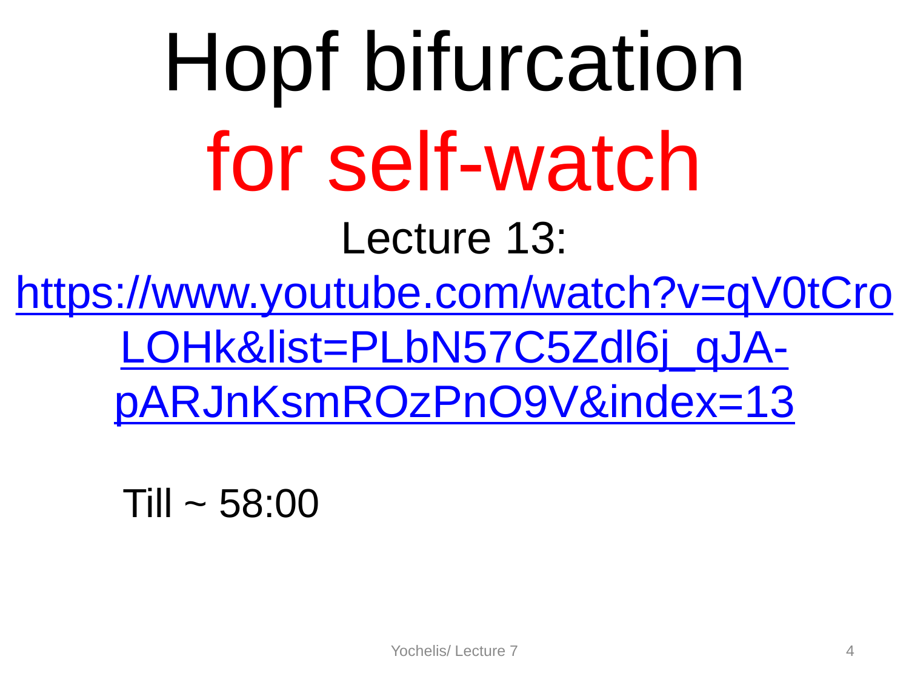# Hopf bifurcation for self-watch

Lecture 13:

https://www.youtube.com/watch?v=qV0tCroLOHk&list=PLbN57C5Zdl6j_qJA-pARJnKsmROzPnO9V&index=13

Till ~ 58:00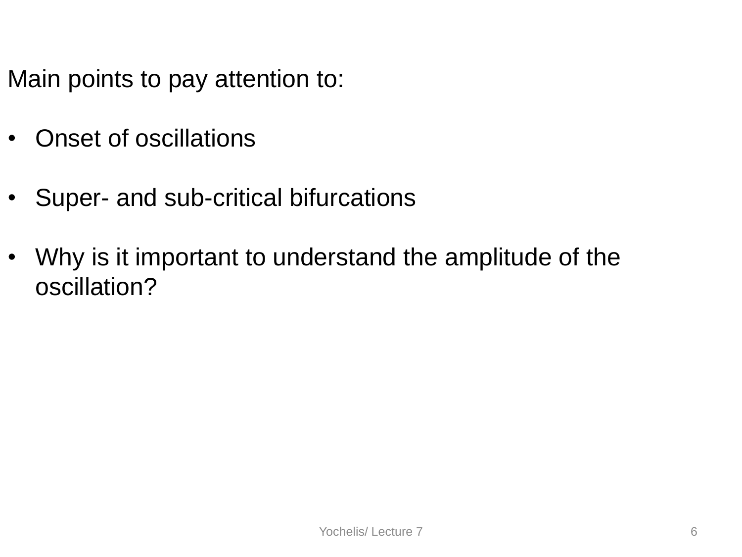Main points to pay attention to:

- Onset of oscillations
- Super- and sub-critical bifurcations
- Why is it important to understand the amplitude of the oscillation?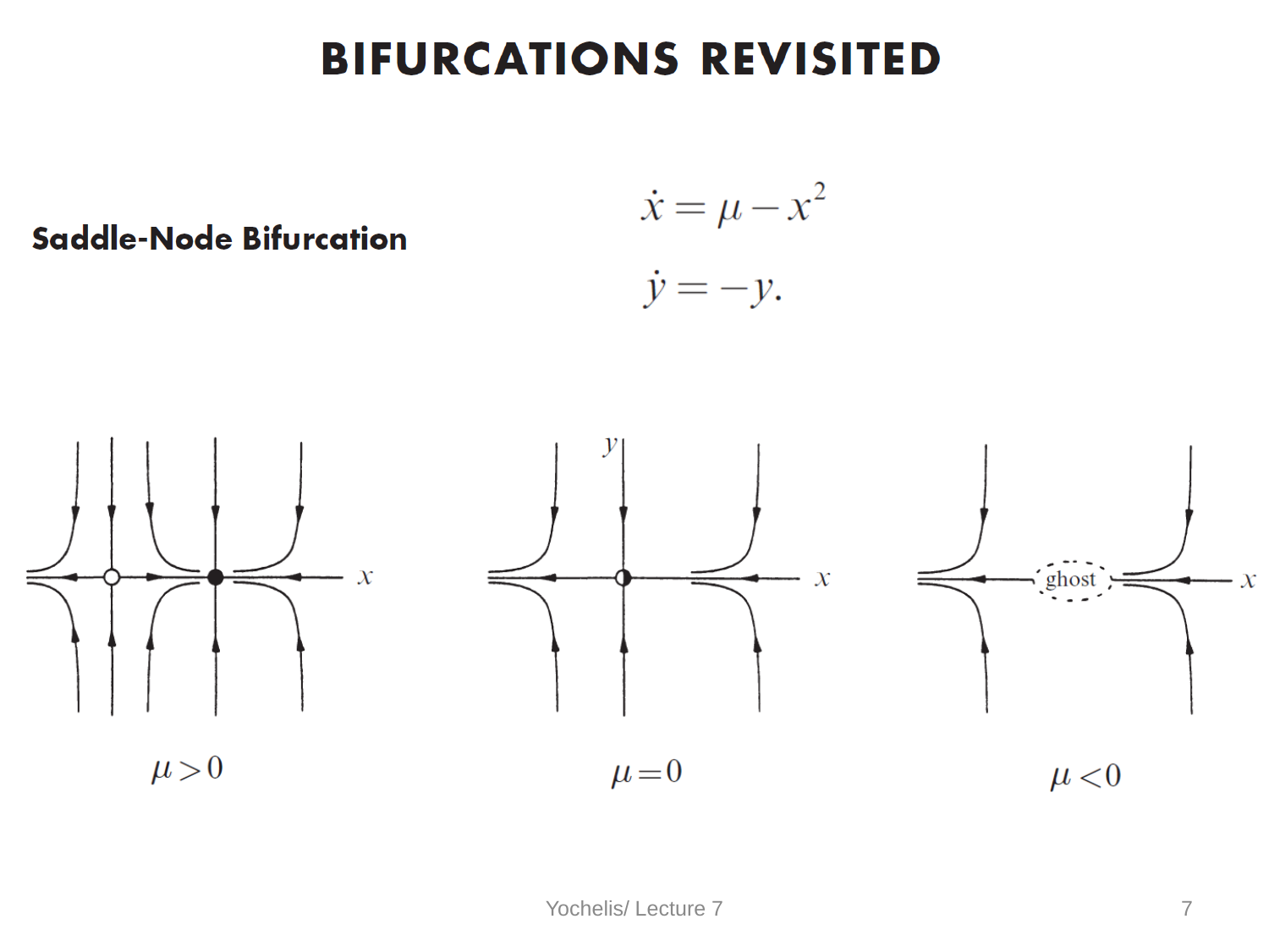# BIFURCATIONS REVISITED

**Saddle-Node Bifurcation**

$$\dot{x} = \mu - x^2$$

$$\dot{y} = -y.$$

$\mu > 0$

$\mu = 0$

$\mu < 0$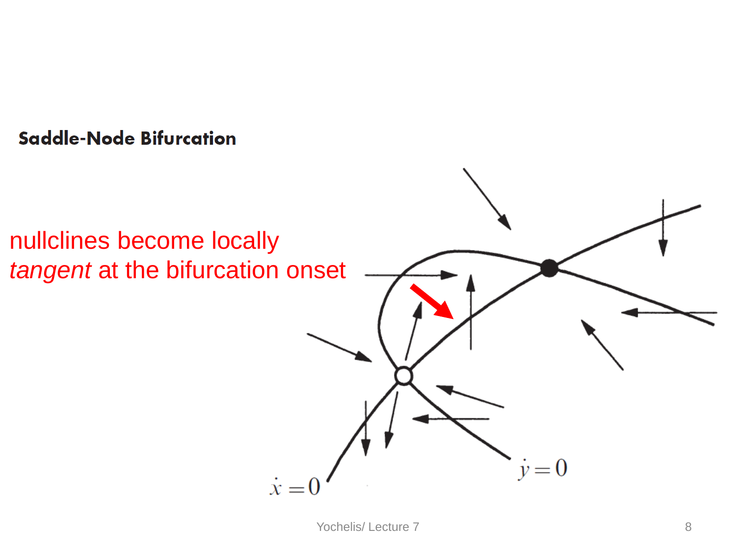## Saddle-Node Bifurcation

nullclines become locally *tangent* at the bifurcation onset

$\dot{x} = 0$

$\dot{y} = 0$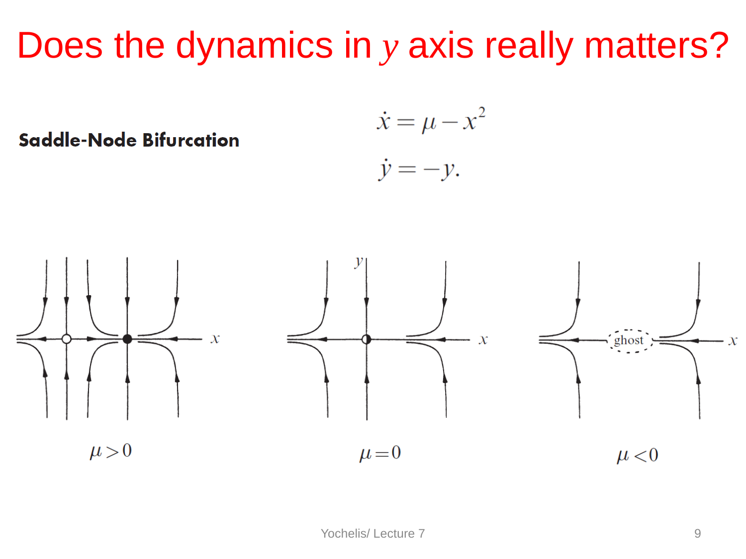# Does the dynamics in $y$ axis really matters?

**Saddle-Node Bifurcation**

$$\dot{x} = \mu - x^2$$

$$\dot{y} = -y.$$

$\mu > 0$

$\mu = 0$

$\mu < 0$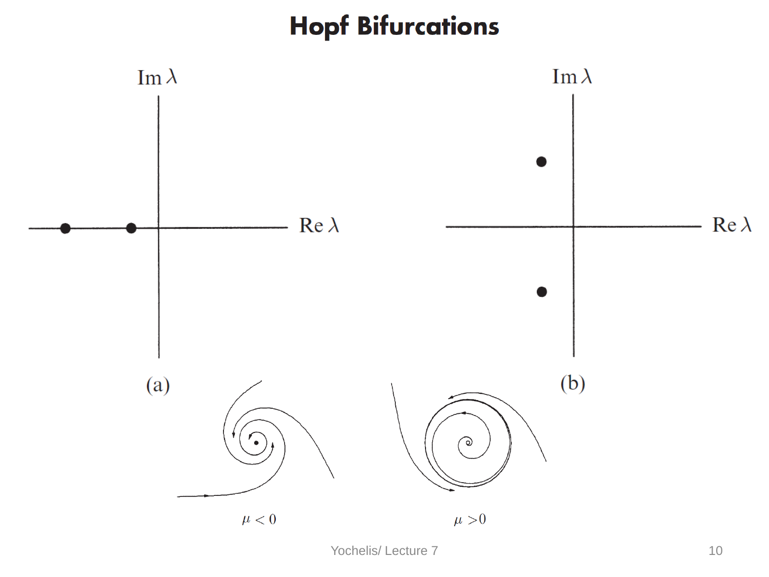# Hopf Bifurcations

$\text{Im}\,\lambda$

$\text{Re}\,\lambda$

(a)

$\text{Im}\,\lambda$

$\text{Re}\,\lambda$

(b)

$\mu < 0$

$\mu > 0$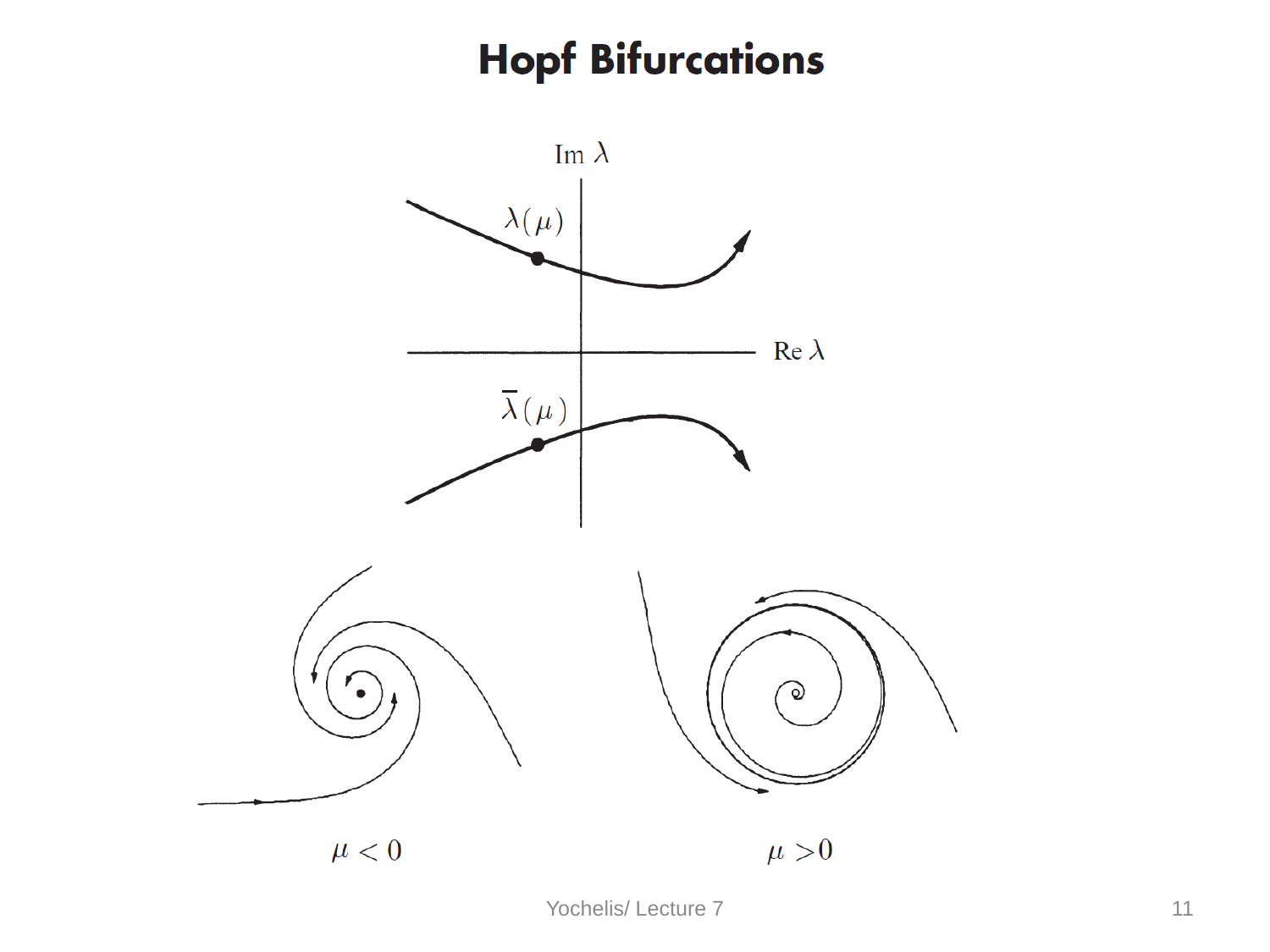# Hopf Bifurcations

$\operatorname{Im} \lambda$

$\lambda(\mu)$

$\operatorname{Re} \lambda$

$\bar{\lambda}(\mu)$

$\mu < 0$

$\mu > 0$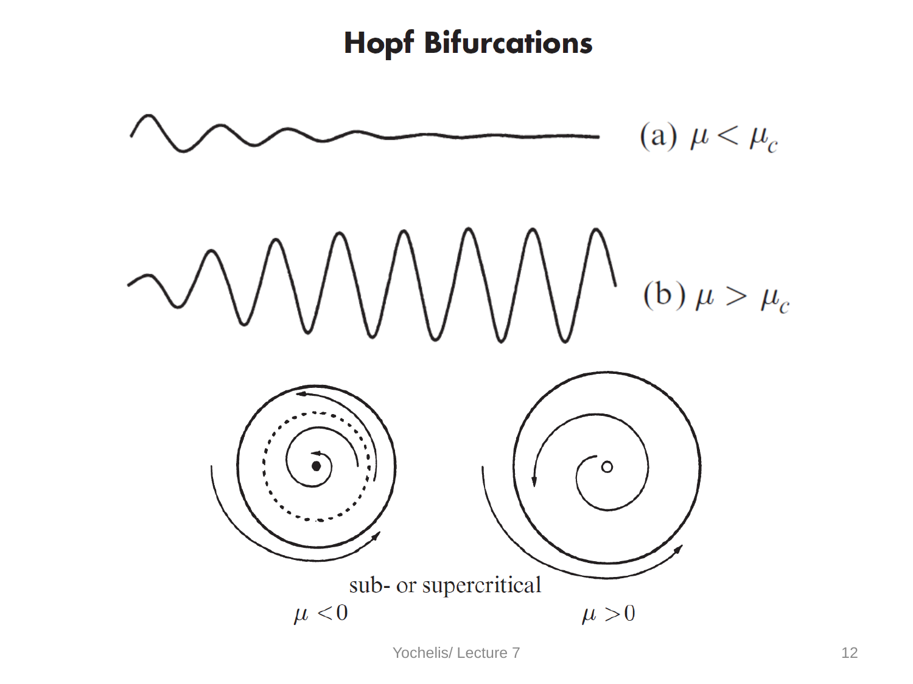# Hopf Bifurcations

(a) $\mu < \mu_c$

(b) $\mu > \mu_c$

sub- or supercritical

$\mu < 0$

$\mu > 0$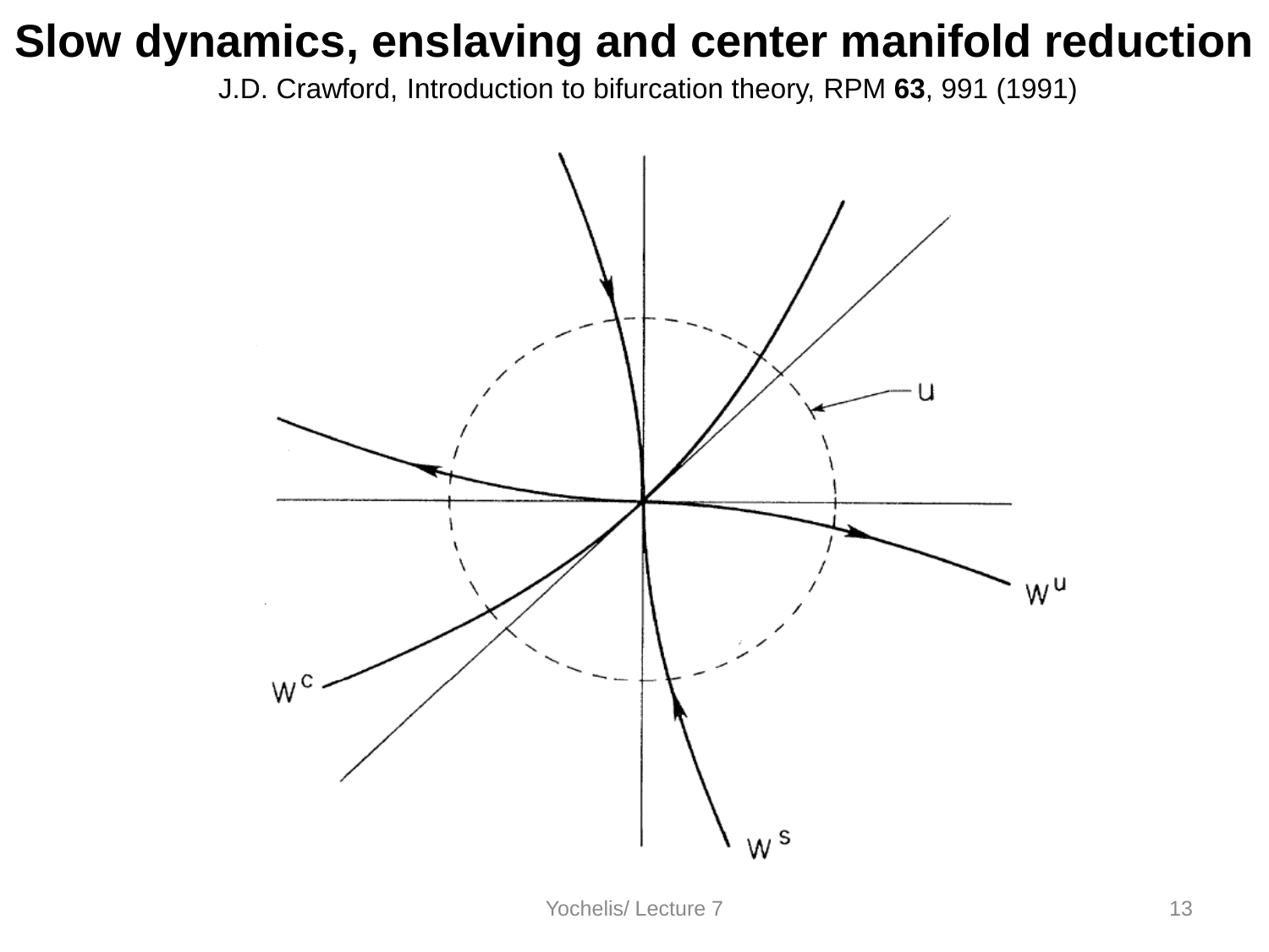# Slow dynamics, enslaving and center manifold reduction

J.D. Crawford, Introduction to bifurcation theory, RPM **63**, 991 (1991)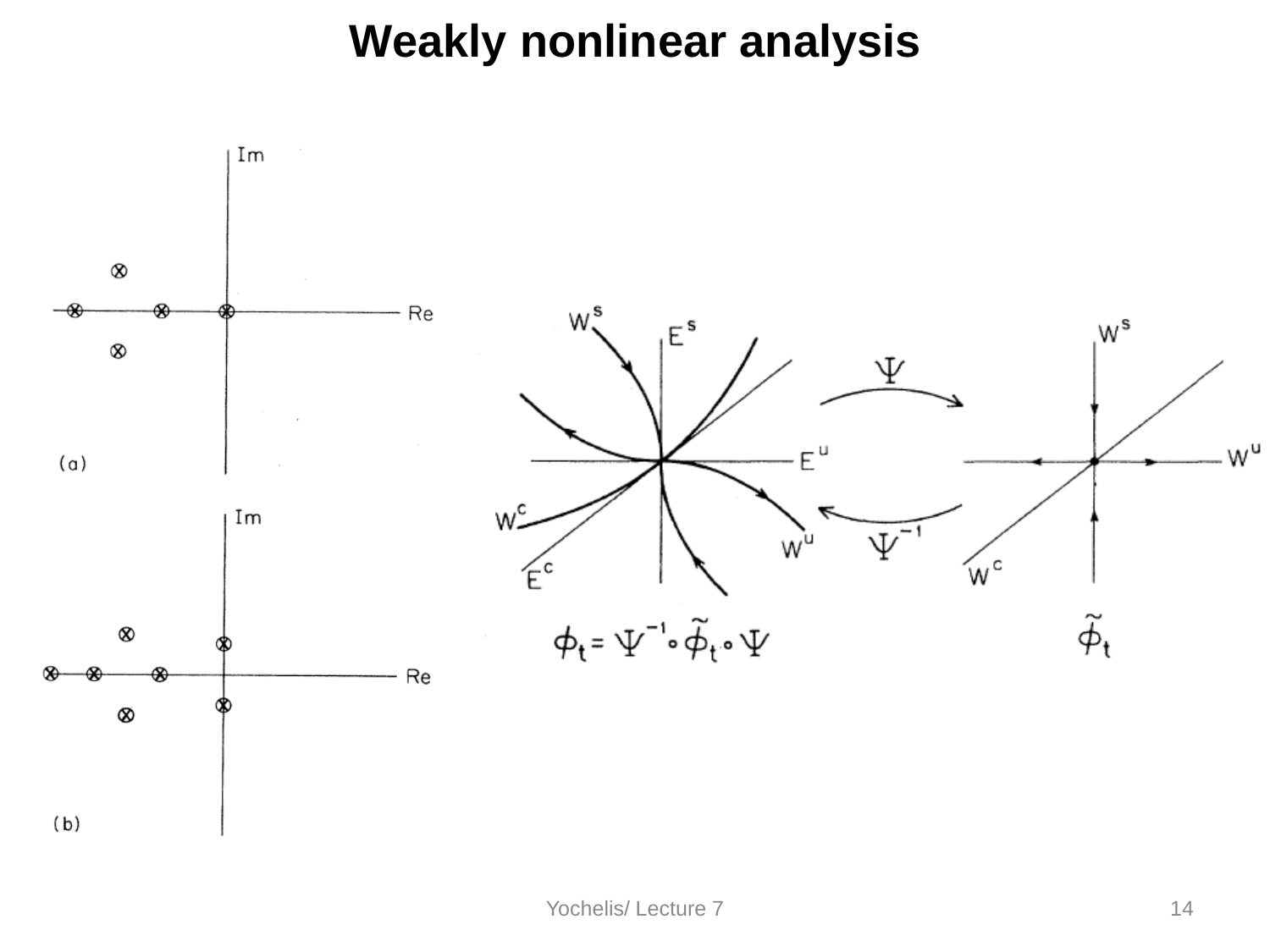# Weakly nonlinear analysis

(a)

(b)

$$\phi_t = \Psi^{-1} \circ \tilde{\phi}_t \circ \Psi$$

$$\tilde{\phi}_t$$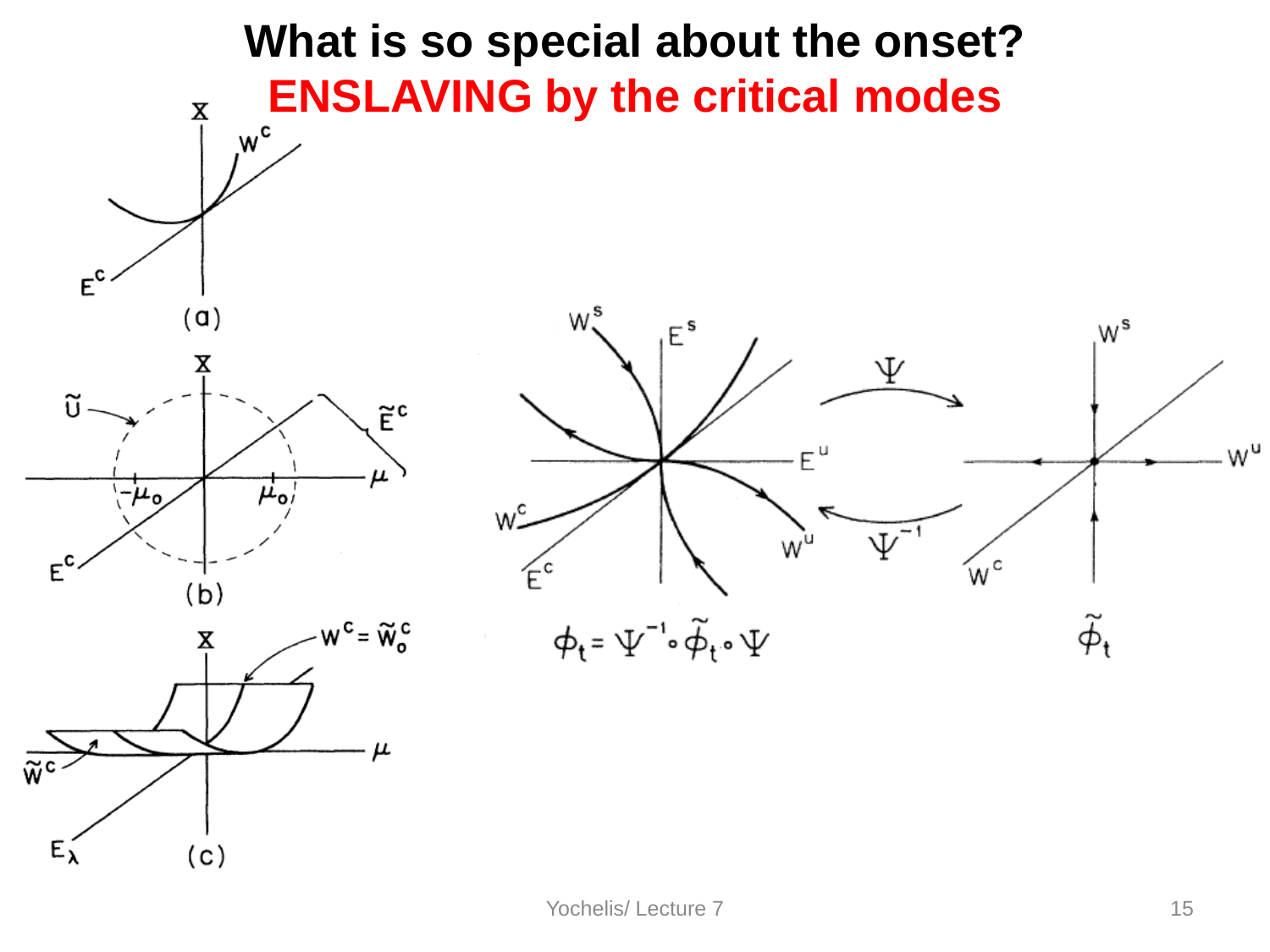# What is so special about the onset?

## ENSLAVING by the critical modes

$$\phi_t = \Psi^{-1} \circ \tilde{\phi}_t \circ \Psi$$

$\tilde{\phi}_t$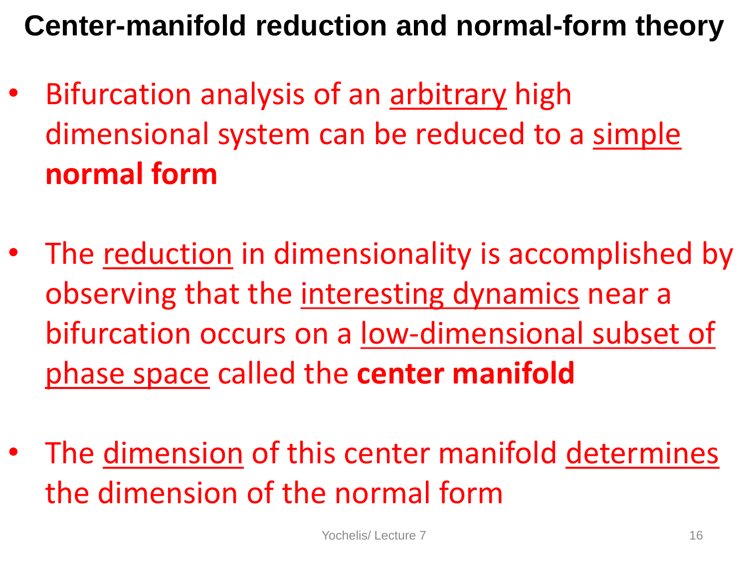# Center-manifold reduction and normal-form theory

- Bifurcation analysis of an arbitrary high dimensional system can be reduced to a simple **normal form**

- The reduction in dimensionality is accomplished by observing that the interesting dynamics near a bifurcation occurs on a low-dimensional subset of phase space called the **center manifold**

- The dimension of this center manifold determines the dimension of the normal form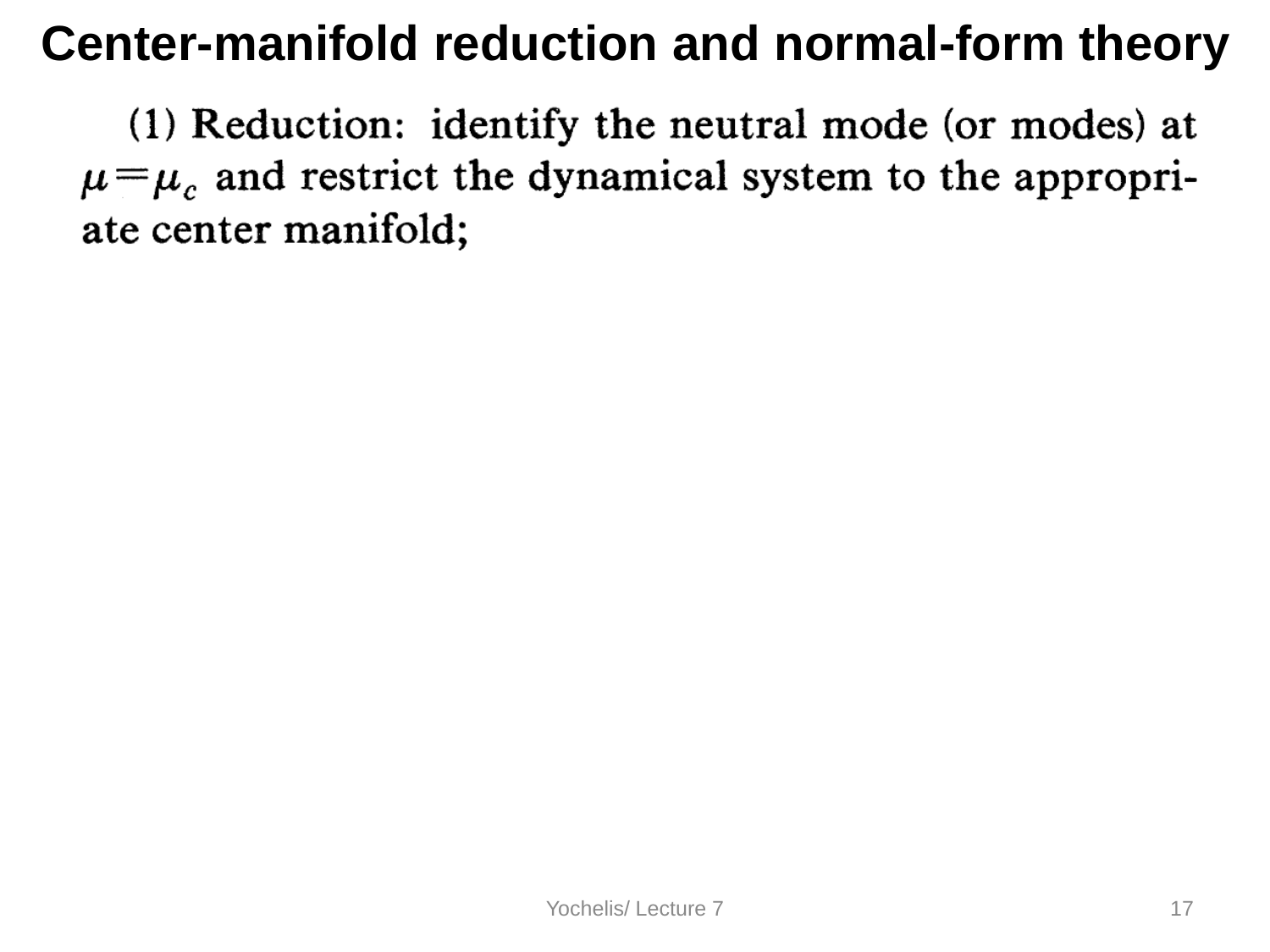# Center-manifold reduction and normal-form theory

(1) Reduction: identify the neutral mode (or modes) at $\mu = \mu_c$ and restrict the dynamical system to the appropriate center manifold;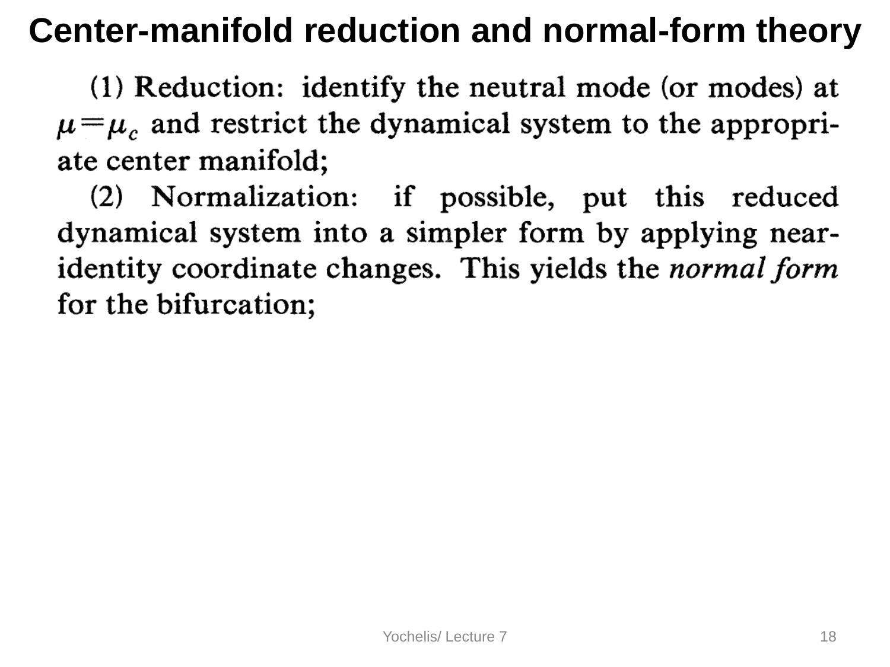# Center-manifold reduction and normal-form theory

(1) Reduction: identify the neutral mode (or modes) at $\mu = \mu_c$ and restrict the dynamical system to the appropriate center manifold;

(2) Normalization: if possible, put this reduced dynamical system into a simpler form by applying near-identity coordinate changes. This yields the *normal form* for the bifurcation;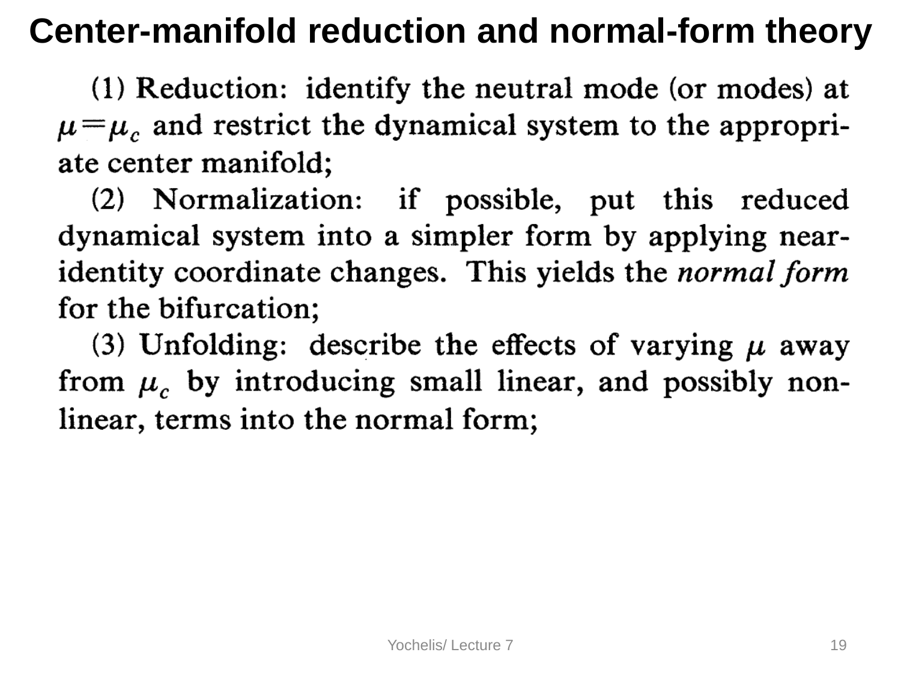# Center-manifold reduction and normal-form theory

(1) Reduction: identify the neutral mode (or modes) at $\mu = \mu_c$ and restrict the dynamical system to the appropriate center manifold;

(2) Normalization: if possible, put this reduced dynamical system into a simpler form by applying near-identity coordinate changes. This yields the *normal form* for the bifurcation;

(3) Unfolding: describe the effects of varying $\mu$ away from $\mu_c$ by introducing small linear, and possibly nonlinear, terms into the normal form;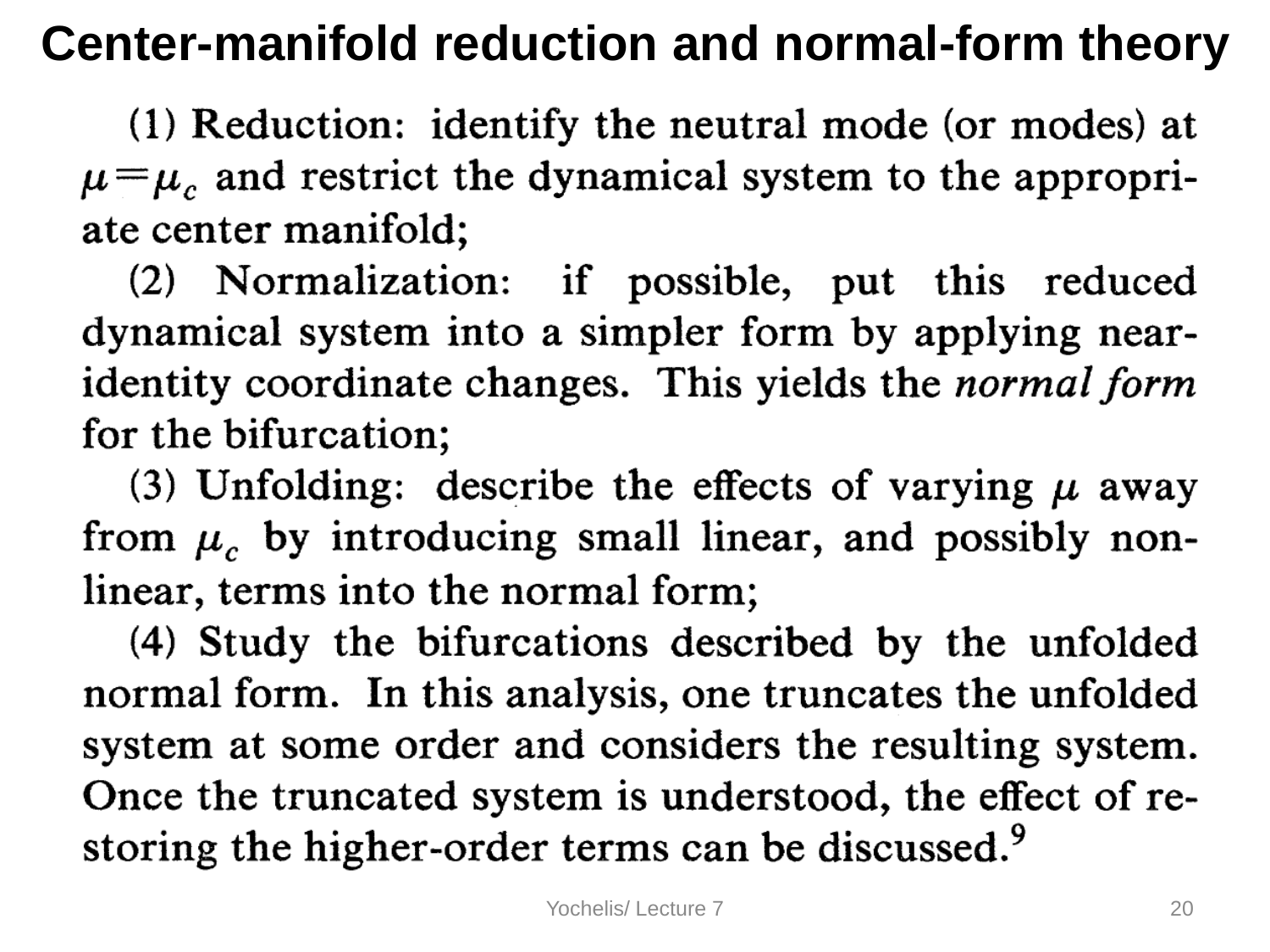# Center-manifold reduction and normal-form theory

(1) Reduction: identify the neutral mode (or modes) at $\mu = \mu_c$ and restrict the dynamical system to the appropriate center manifold;

(2) Normalization: if possible, put this reduced dynamical system into a simpler form by applying near-identity coordinate changes. This yields the *normal form* for the bifurcation;

(3) Unfolding: describe the effects of varying $\mu$ away from $\mu_c$ by introducing small linear, and possibly nonlinear, terms into the normal form;

(4) Study the bifurcations described by the unfolded normal form. In this analysis, one truncates the unfolded system at some order and considers the resulting system. Once the truncated system is understood, the effect of restoring the higher-order terms can be discussed.[9]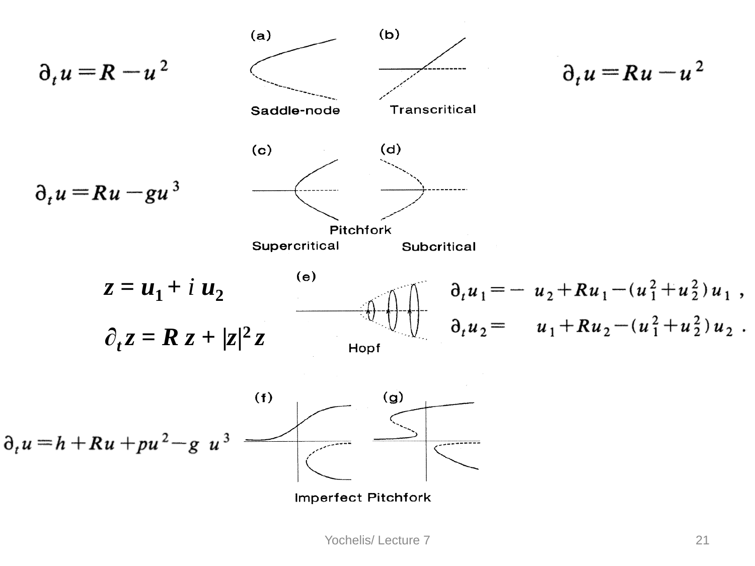$$\partial_t u = R - u^2$$

(a)

Saddle-node

(b)

Transcritical

$$\partial_t u = Ru - u^2$$

$$\partial_t u = Ru - gu^3$$

(c)

(d)

Pitchfork

Supercritical

Subcritical

$z = u_1 + i\, u_2$

$\partial_t z = R\, z + |z|^2\, z$

(e)

Hopf

$$\partial_t u_1 = -\ u_2 + Ru_1 - (u_1^2 + u_2^2)\, u_1 \ ,$$

$$\partial_t u_2 = \quad u_1 + Ru_2 - (u_1^2 + u_2^2)\, u_2 \ .$$

$$\partial_t u = h + Ru + pu^2 - g\ \ u^3$$

(f)

(g)

Imperfect Pitchfork